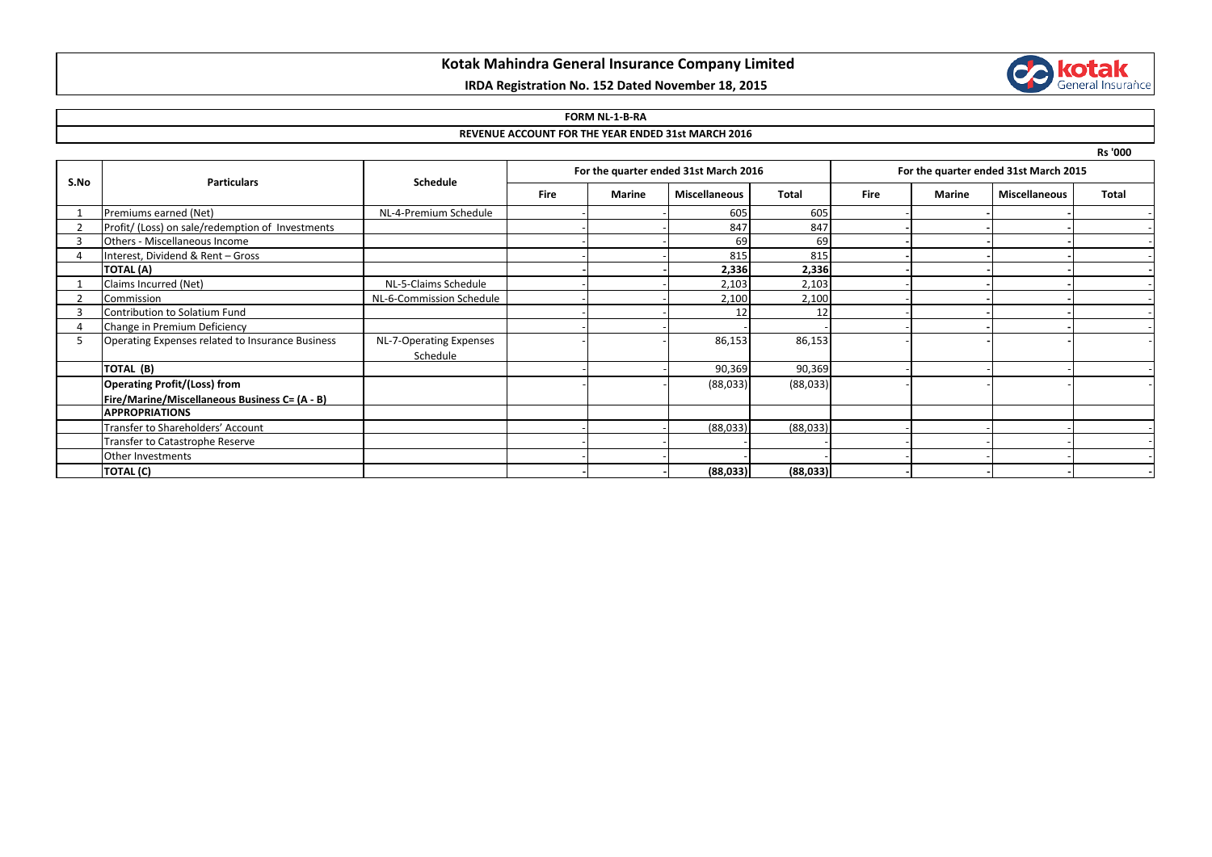# Kotak Mahindra General Insurance Company Limited

**IRDA Registration No. 152 Dated November 18, 2015**

## FORM NL-1-B-RA

## REVENUE ACCOUNT FOR THE YEAR ENDED 31st MARCH 2016

Rs '000

| S.No | Particulars | Schedule | For the quarter ended 31st March 2016 | | | | For the quarter ended 31st March 2015 | | | |
|---|---|---|---|---|---|---|---|---|---|---|
| | | | Fire | Marine | Miscellaneous | Total | Fire | Marine | Miscellaneous | Total |
| 1 | Premiums earned (Net) | NL-4-Premium Schedule | - | - | 605 | 605 | - | - | - | - |
| 2 | Profit/ (Loss) on sale/redemption of Investments | | - | - | 847 | 847 | - | - | - | - |
| 3 | Others - Miscellaneous Income | | - | - | 69 | 69 | - | - | - | - |
| 4 | Interest, Dividend & Rent – Gross | | - | - | 815 | 815 | - | - | - | - |
| | **TOTAL (A)** | | **-** | **-** | **2,336** | **2,336** | **-** | **-** | **-** | **-** |
| 1 | Claims Incurred (Net) | NL-5-Claims Schedule | - | - | 2,103 | 2,103 | - | - | - | - |
| 2 | Commission | NL-6-Commission Schedule | - | - | 2,100 | 2,100 | - | - | - | - |
| 3 | Contribution to Solatium Fund | | - | - | 12 | 12 | - | - | - | - |
| 4 | Change in Premium Deficiency | | - | - | - | - | - | - | - | - |
| 5 | Operating Expenses related to Insurance Business | NL-7-Operating Expenses Schedule | - | - | 86,153 | 86,153 | - | - | - | - |
| | **TOTAL (B)** | | - | - | 90,369 | 90,369 | - | - | - | - |
| | **Operating Profit/(Loss) from Fire/Marine/Miscellaneous Business C= (A - B)** | | - | - | (88,033) | (88,033) | - | - | - | - |
| | **APPROPRIATIONS** | | | | | | | | | |
| | Transfer to Shareholders' Account | | - | - | (88,033) | (88,033) | - | - | - | - |
| | Transfer to Catastrophe Reserve | | - | - | - | - | - | - | - | - |
| | Other Investments | | - | - | - | - | - | - | - | - |
| | **TOTAL (C)** | | **-** | **-** | **(88,033)** | **(88,033)** | **-** | **-** | **-** | **-** |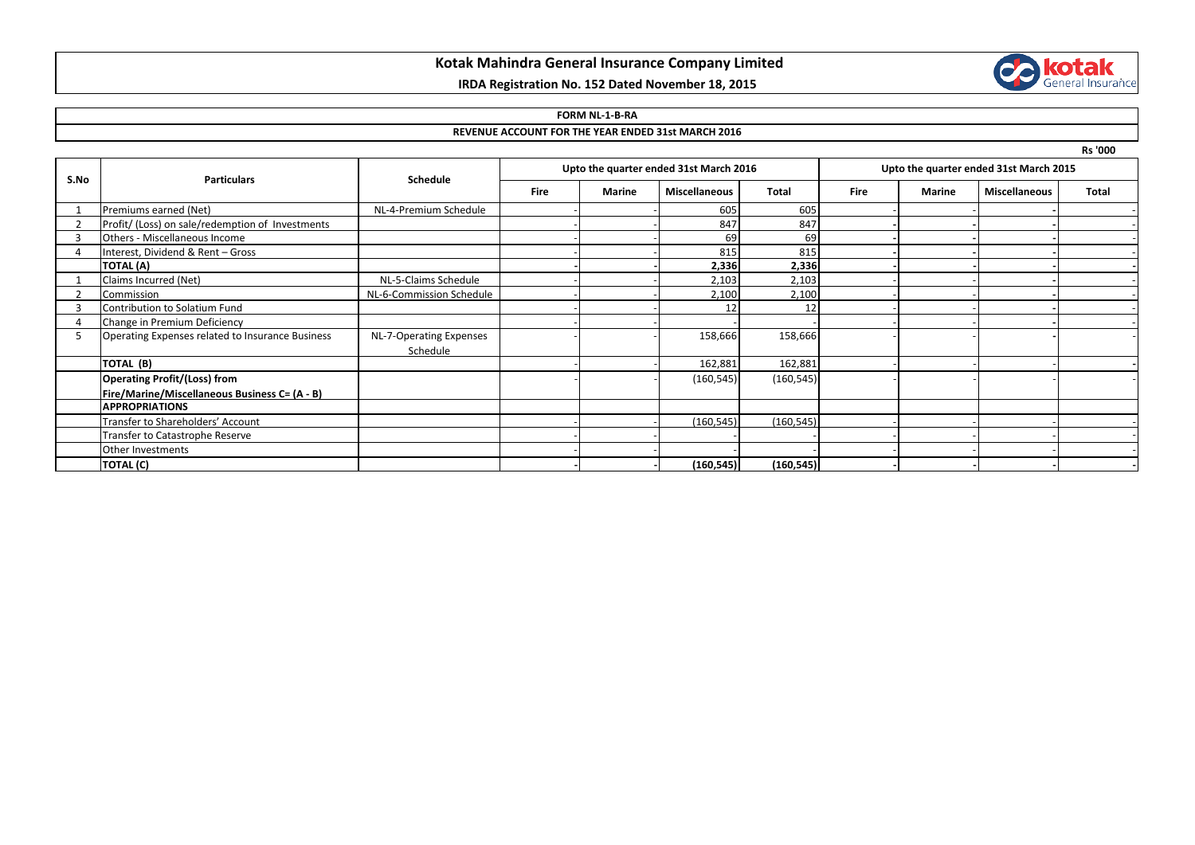# Kotak Mahindra General Insurance Company Limited

**IRDA Registration No. 152 Dated November 18, 2015**

**FORM NL-1-B-RA**

**REVENUE ACCOUNT FOR THE YEAR ENDED 31st MARCH 2016**

**Rs '000**

| S.No | Particulars | Schedule | Upto the quarter ended 31st March 2016 | | | | Upto the quarter ended 31st March 2015 | | | |
|---|---|---|---|---|---|---|---|---|---|---|
| | | | Fire | Marine | Miscellaneous | Total | Fire | Marine | Miscellaneous | Total |
| 1 | Premiums earned (Net) | NL-4-Premium Schedule | - | - | 605 | 605 | - | - | - | - |
| 2 | Profit/ (Loss) on sale/redemption of Investments | | - | - | 847 | 847 | - | - | - | - |
| 3 | Others - Miscellaneous Income | | - | - | 69 | 69 | - | - | - | - |
| 4 | Interest, Dividend & Rent – Gross | | - | - | 815 | 815 | - | - | - | - |
| | **TOTAL (A)** | | **-** | **-** | **2,336** | **2,336** | **-** | **-** | **-** | **-** |
| 1 | Claims Incurred (Net) | NL-5-Claims Schedule | - | - | 2,103 | 2,103 | - | - | - | - |
| 2 | Commission | NL-6-Commission Schedule | - | - | 2,100 | 2,100 | - | - | - | - |
| 3 | Contribution to Solatium Fund | | - | - | 12 | 12 | - | - | - | - |
| 4 | Change in Premium Deficiency | | - | - | - | - | - | - | - | - |
| 5 | Operating Expenses related to Insurance Business | NL-7-Operating Expenses Schedule | - | - | 158,666 | 158,666 | - | - | - | - |
| | **TOTAL (B)** | | - | - | 162,881 | 162,881 | - | - | - | - |
| | **Operating Profit/(Loss) from Fire/Marine/Miscellaneous Business C= (A - B)** | | - | - | (160,545) | (160,545) | - | - | - | - |
| | **APPROPRIATIONS** | | | | | | | | | |
| | Transfer to Shareholders' Account | | - | - | (160,545) | (160,545) | - | - | - | - |
| | Transfer to Catastrophe Reserve | | - | - | - | - | - | - | - | - |
| | Other Investments | | - | - | - | - | - | - | - | - |
| | **TOTAL (C)** | | **-** | **-** | **(160,545)** | **(160,545)** | **-** | **-** | **-** | **-** |